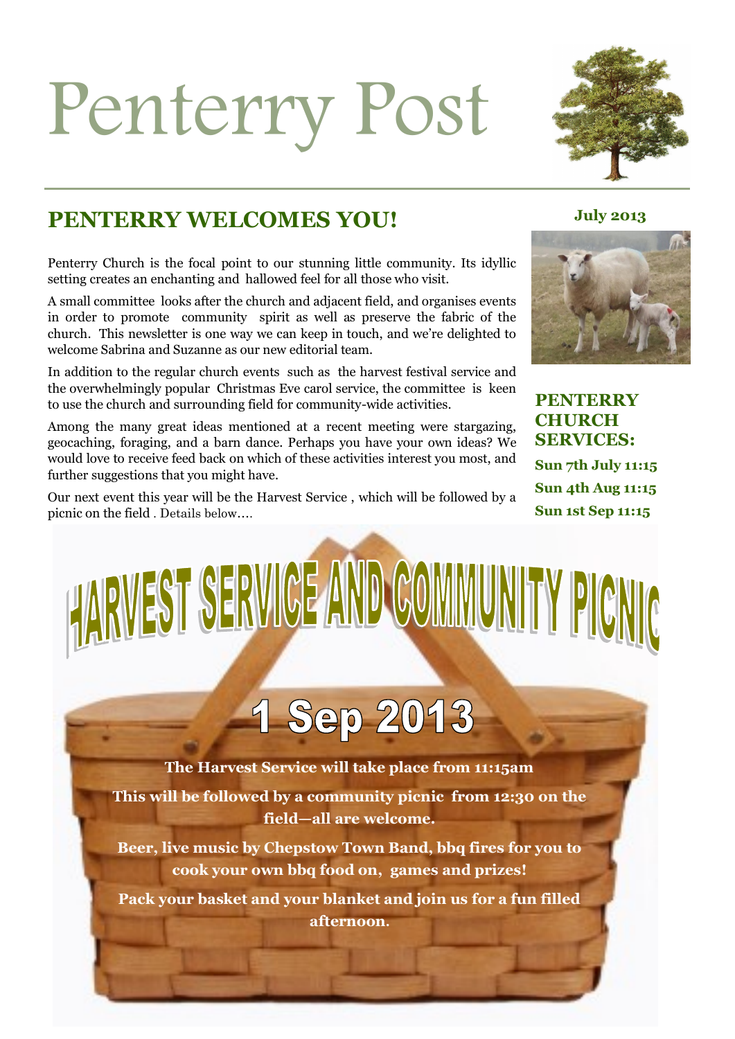# Penterry Post

**July 2013**

## PENTERRY WELCOMES YOU!

Penterry Church is the focal point to our stunning little community. Its idyllic setting creates an enchanting and hallowed feel for all those who visit.

A small committee looks after the church and adjacent field, and organises events in order to promote community spirit as well as preserve the fabric of the church. This newsletter is one way we can keep in touch, and we're delighted to welcome Sabrina and Suzanne as our new editorial team.

In addition to the regular church events such as the harvest festival service and the overwhelmingly popular Christmas Eve carol service, the committee is keen to use the church and surrounding field for community-wide activities.

Among the many great ideas mentioned at a recent meeting were stargazing, geocaching, foraging, and a barn dance. Perhaps you have your own ideas? We would love to receive feed back on which of these activities interest you most, and further suggestions that you might have.

Our next event this year will be the Harvest Service , which will be followed by a picnic on the field . Details below….

### PENTERRY CHURCH SERVICES:

**Sun 7th July 11:15**

**Sun 4th Aug 11:15**

**Sun 1st Sep 11:15**

## HARVEST SERVICE AND COMMUNITY PICNIC

## 1 Sep 2013

**The Harvest Service will take place from 11:15am**

**This will be followed by a community picnic from 12:30 on the field—all are welcome.**

**Beer, live music by Chepstow Town Band, bbq fires for you to cook your own bbq food on, games and prizes!**

**Pack your basket and your blanket and join us for a fun filled afternoon.**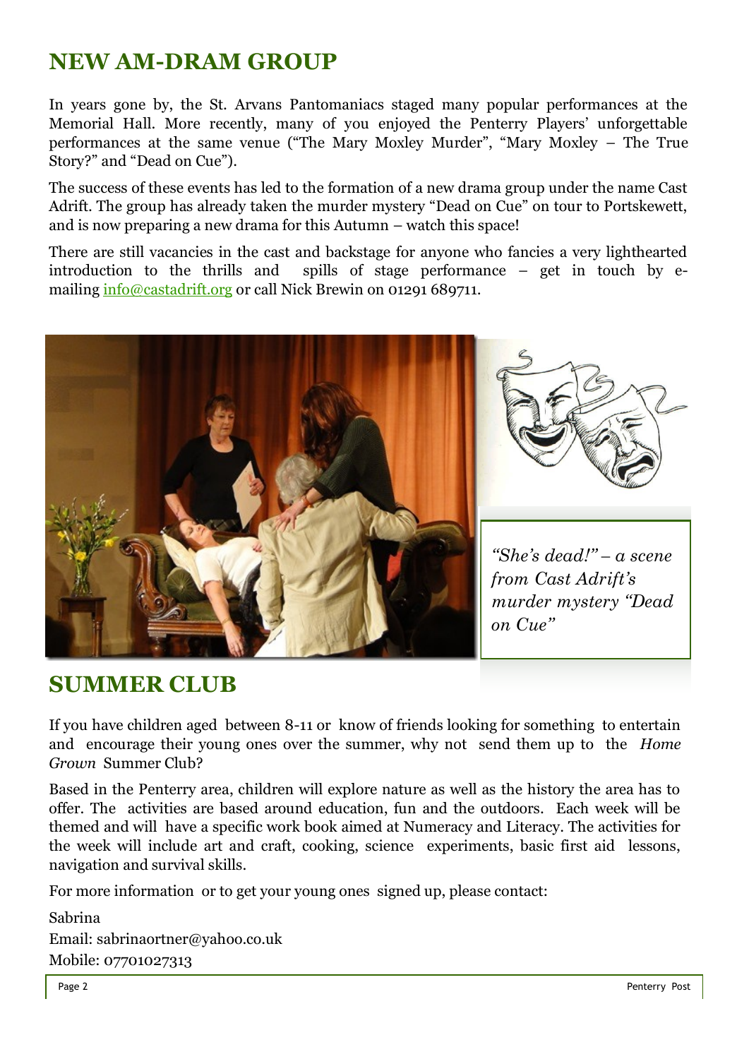## NEW AM-DRAM GROUP

In years gone by, the St. Arvans Pantomaniacs staged many popular performances at the Memorial Hall. More recently, many of you enjoyed the Penterry Players' unforgettable performances at the same venue ("The Mary Moxley Murder", "Mary Moxley – The True Story?" and "Dead on Cue").

The success of these events has led to the formation of a new drama group under the name Cast Adrift. The group has already taken the murder mystery "Dead on Cue" on tour to Portskewett, and is now preparing a new drama for this Autumn – watch this space!

There are still vacancies in the cast and backstage for anyone who fancies a very lighthearted introduction to the thrills and spills of stage performance – get in touch by e-mailing info@castadrift.org or call Nick Brewin on 01291 689711.

*"She's dead!" – a scene from Cast Adrift's murder mystery "Dead on Cue"*

## SUMMER CLUB

If you have children aged between 8-11 or know of friends looking for something to entertain and encourage their young ones over the summer, why not send them up to the *Home Grown* Summer Club?

Based in the Penterry area, children will explore nature as well as the history the area has to offer. The activities are based around education, fun and the outdoors. Each week will be themed and will have a specific work book aimed at Numeracy and Literacy. The activities for the week will include art and craft, cooking, science experiments, basic first aid lessons, navigation and survival skills.

For more information or to get your young ones signed up, please contact:

Sabrina
Email: sabrinaortner@yahoo.co.uk
Mobile: 07701027313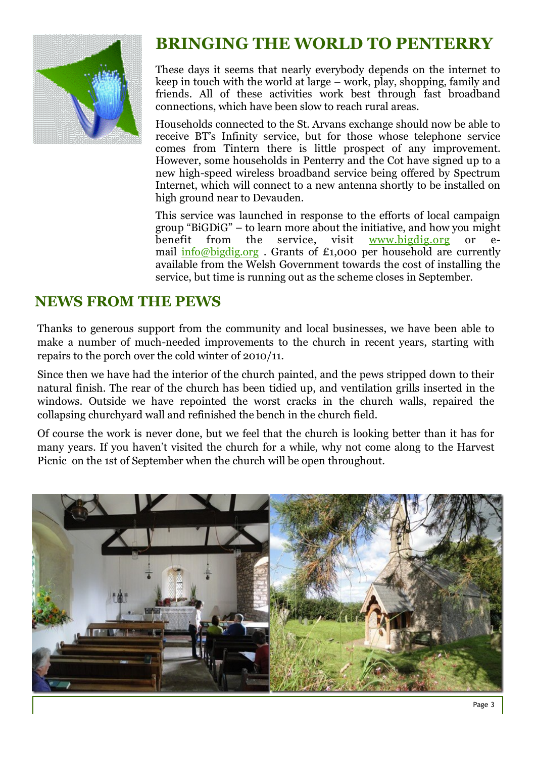## BRINGING THE WORLD TO PENTERRY

These days it seems that nearly everybody depends on the internet to keep in touch with the world at large – work, play, shopping, family and friends. All of these activities work best through fast broadband connections, which have been slow to reach rural areas.

Households connected to the St. Arvans exchange should now be able to receive BT's Infinity service, but for those whose telephone service comes from Tintern there is little prospect of any improvement. However, some households in Penterry and the Cot have signed up to a new high-speed wireless broadband service being offered by Spectrum Internet, which will connect to a new antenna shortly to be installed on high ground near to Devauden.

This service was launched in response to the efforts of local campaign group "BiGDiG" – to learn more about the initiative, and how you might benefit from the service, visit [www.bigdig.org](www.bigdig.org) or e-mail [info@bigdig.org](mailto:info@bigdig.org) . Grants of £1,000 per household are currently available from the Welsh Government towards the cost of installing the service, but time is running out as the scheme closes in September.

## NEWS FROM THE PEWS

Thanks to generous support from the community and local businesses, we have been able to make a number of much-needed improvements to the church in recent years, starting with repairs to the porch over the cold winter of 2010/11.

Since then we have had the interior of the church painted, and the pews stripped down to their natural finish. The rear of the church has been tidied up, and ventilation grills inserted in the windows. Outside we have repointed the worst cracks in the church walls, repaired the collapsing churchyard wall and refinished the bench in the church field.

Of course the work is never done, but we feel that the church is looking better than it has for many years. If you haven't visited the church for a while, why not come along to the Harvest Picnic on the 1st of September when the church will be open throughout.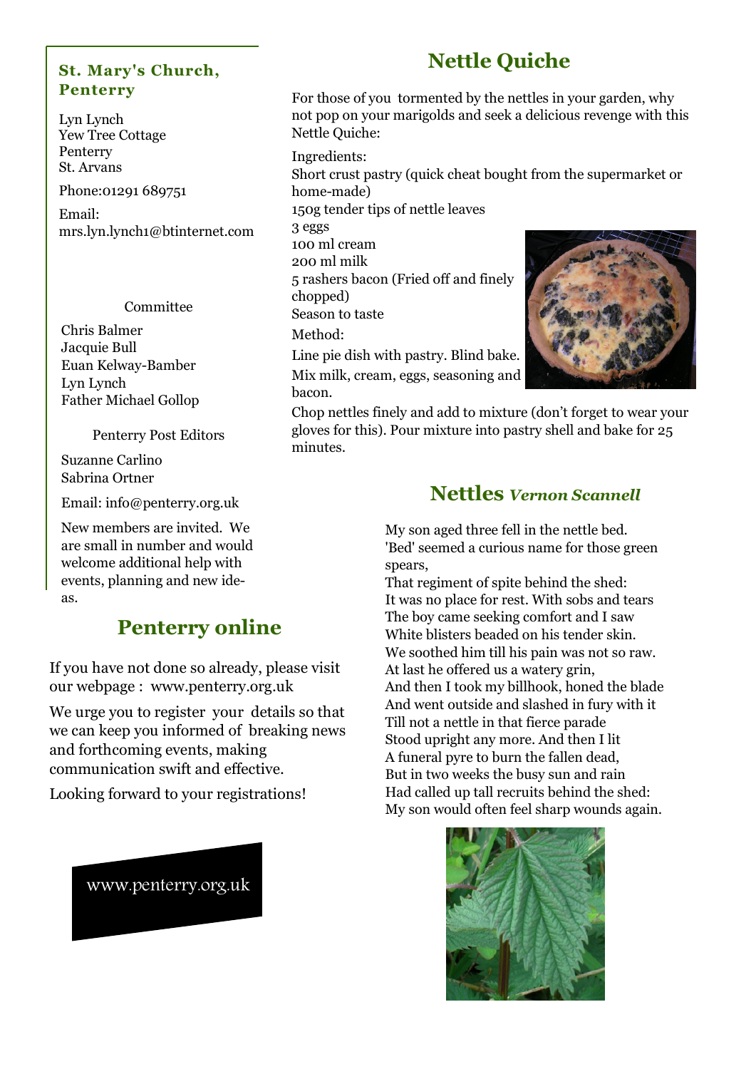### St. Mary's Church, Penterry

Lyn Lynch
Yew Tree Cottage
Penterry
St. Arvans

Phone:01291 689751

Email:
mrs.lyn.lynch1@btinternet.com

Committee

Chris Balmer
Jacquie Bull
Euan Kelway-Bamber
Lyn Lynch
Father Michael Gollop

Penterry Post Editors

Suzanne Carlino
Sabrina Ortner

Email: info@penterry.org.uk

New members are invited. We are small in number and would welcome additional help with events, planning and new ideas.

## Penterry online

If you have not done so already, please visit our webpage : www.penterry.org.uk

We urge you to register your details so that we can keep you informed of breaking news and forthcoming events, making communication swift and effective.

Looking forward to your registrations!

www.penterry.org.uk

## Nettle Quiche

For those of you tormented by the nettles in your garden, why not pop on your marigolds and seek a delicious revenge with this Nettle Quiche:

Ingredients:
Short crust pastry (quick cheat bought from the supermarket or home-made)
150g tender tips of nettle leaves
3 eggs
100 ml cream
200 ml milk
5 rashers bacon (Fried off and finely chopped)
Season to taste

Method:

Line pie dish with pastry. Blind bake.

Mix milk, cream, eggs, seasoning and bacon.

Chop nettles finely and add to mixture (don't forget to wear your gloves for this). Pour mixture into pastry shell and bake for 25 minutes.

## Nettles *Vernon Scannell*

My son aged three fell in the nettle bed.
'Bed' seemed a curious name for those green spears,
That regiment of spite behind the shed:
It was no place for rest. With sobs and tears
The boy came seeking comfort and I saw
White blisters beaded on his tender skin.
We soothed him till his pain was not so raw.
At last he offered us a watery grin,
And then I took my billhook, honed the blade
And went outside and slashed in fury with it
Till not a nettle in that fierce parade
Stood upright any more. And then I lit
A funeral pyre to burn the fallen dead,
But in two weeks the busy sun and rain
Had called up tall recruits behind the shed:
My son would often feel sharp wounds again.